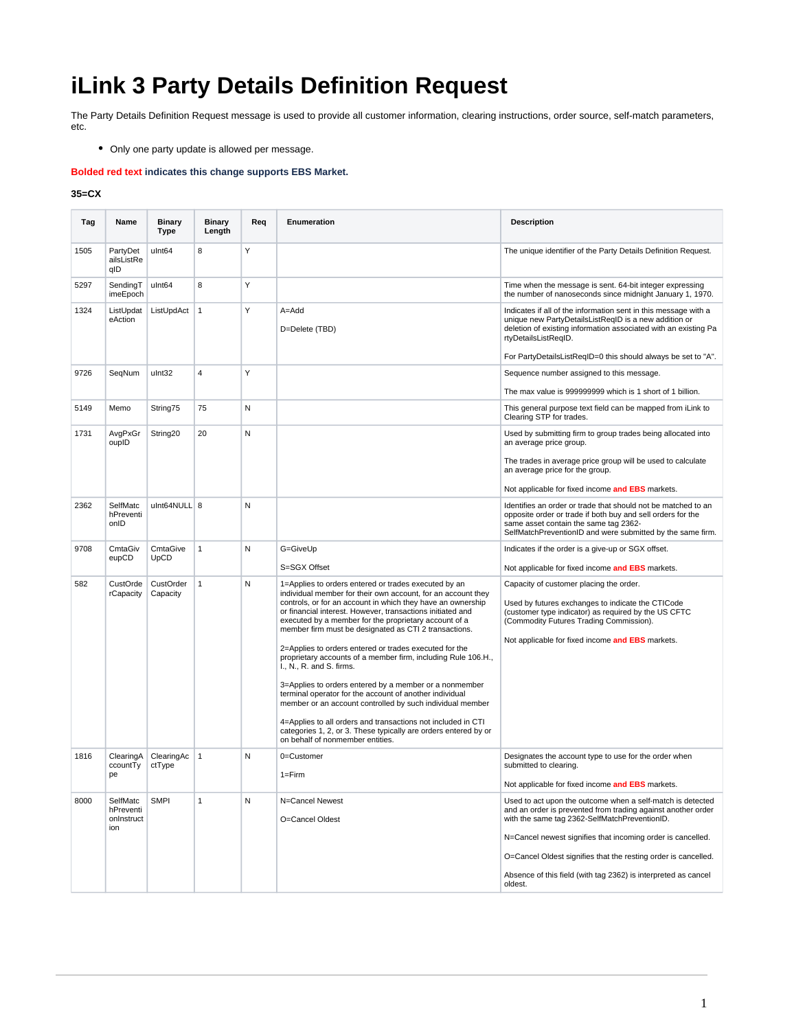# iLink 3 Party Details Definition Request

The Party Details Definition Request message is used to provide all customer information, clearing instructions, order source, self-match parameters, etc.

- Only one party update is allowed per message.

**Bolded red text indicates this change supports EBS Market.**

**35=CX**

| Tag | Name | Binary Type | Binary Length | Req | Enumeration | Description |
|---|---|---|---|---|---|---|
| 1505 | PartyDetailsListReqID | uInt64 | 8 | Y | | The unique identifier of the Party Details Definition Request. |
| 5297 | SendingTimeEpoch | uInt64 | 8 | Y | | Time when the message is sent. 64-bit integer expressing the number of nanoseconds since midnight January 1, 1970. |
| 1324 | ListUpdateAction | ListUpdAct | 1 | Y | A=Add<br><br>D=Delete (TBD) | Indicates if all of the information sent in this message with a unique new PartyDetailsListReqID is a new addition or deletion of existing information associated with an existing PartyDetailsListReqID.<br><br>For PartyDetailsListReqID=0 this should always be set to "A". |
| 9726 | SeqNum | uInt32 | 4 | Y | | Sequence number assigned to this message.<br><br>The max value is 999999999 which is 1 short of 1 billion. |
| 5149 | Memo | String75 | 75 | N | | This general purpose text field can be mapped from iLink to Clearing STP for trades. |
| 1731 | AvgPxGroupID | String20 | 20 | N | | Used by submitting firm to group trades being allocated into an average price group.<br><br>The trades in average price group will be used to calculate an average price for the group.<br><br>Not applicable for fixed income **and EBS** markets. |
| 2362 | SelfMatchPreventionID | uInt64NULL | 8 | N | | Identifies an order or trade that should not be matched to an opposite order or trade if both buy and sell orders for the same asset contain the same tag 2362-SelfMatchPreventionID and were submitted by the same firm. |
| 9708 | CmtaGiveupCD | CmtaGiveUpCD | 1 | N | G=GiveUp<br><br>S=SGX Offset | Indicates if the order is a give-up or SGX offset.<br><br>Not applicable for fixed income **and EBS** markets. |
| 582 | CustOrderCapacity | CustOrderCapacity | 1 | N | 1=Applies to orders entered or trades executed by an individual member for their own account, for an account they controls, or for an account in which they have an ownership or financial interest. However, transactions initiated and executed by a member for the proprietary account of a member firm must be designated as CTI 2 transactions.<br><br>2=Applies to orders entered or trades executed for the proprietary accounts of a member firm, including Rule 106.H., I., N., R. and S. firms.<br><br>3=Applies to orders entered by a member or a nonmember terminal operator for the account of another individual member or an account controlled by such individual member<br><br>4=Applies to all orders and transactions not included in CTI categories 1, 2, or 3. These typically are orders entered by or on behalf of nonmember entities. | Capacity of customer placing the order.<br><br>Used by futures exchanges to indicate the CTICode (customer type indicator) as required by the US CFTC (Commodity Futures Trading Commission).<br><br>Not applicable for fixed income **and EBS** markets. |
| 1816 | ClearingAccountType | ClearingAcctType | 1 | N | 0=Customer<br><br>1=Firm | Designates the account type to use for the order when submitted to clearing.<br><br>Not applicable for fixed income **and EBS** markets. |
| 8000 | SelfMatchPreventionInstruction | SMPI | 1 | N | N=Cancel Newest<br><br>O=Cancel Oldest | Used to act upon the outcome when a self-match is detected and an order is prevented from trading against another order with the same tag 2362-SelfMatchPreventionID.<br><br>N=Cancel newest signifies that incoming order is cancelled.<br><br>O=Cancel Oldest signifies that the resting order is cancelled.<br><br>Absence of this field (with tag 2362) is interpreted as cancel oldest. |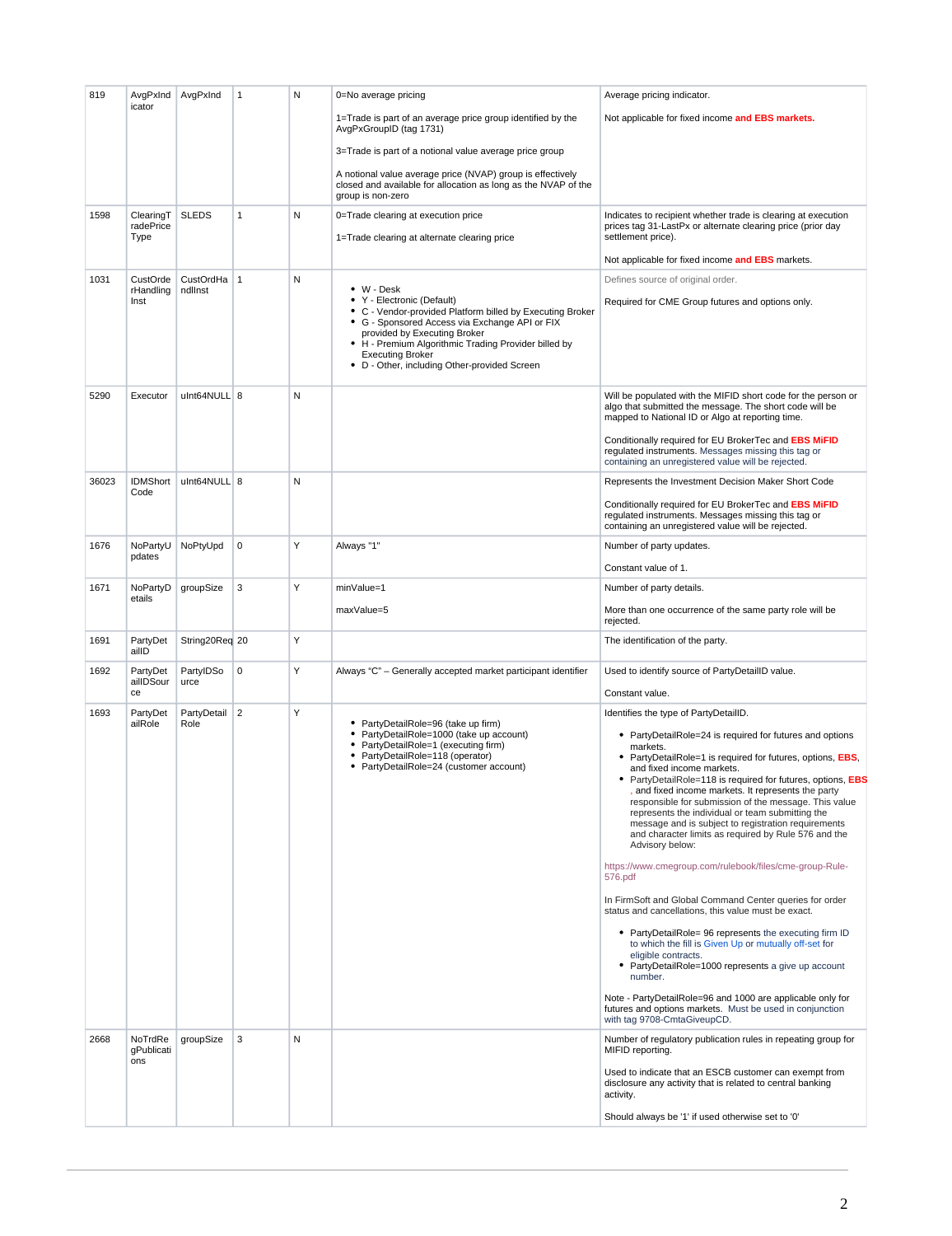| 819 | AvgPxIndicator | AvgPxInd | 1 | N | 0=No average pricing<br><br>1=Trade is part of an average price group identified by the AvgPxGroupID (tag 1731)<br><br>3=Trade is part of a notional value average price group<br><br>A notional value average price (NVAP) group is effectively closed and available for allocation as long as the NVAP of the group is non-zero | Average pricing indicator.<br><br>Not applicable for fixed income **and EBS markets.** |
|---|---|---|---|---|---|---|
| 1598 | ClearingTradePriceType | SLEDS | 1 | N | 0=Trade clearing at execution price<br><br>1=Trade clearing at alternate clearing price | Indicates to recipient whether trade is clearing at execution prices tag 31-LastPx or alternate clearing price (prior day settlement price).<br><br>Not applicable for fixed income **and EBS** markets. |
| 1031 | CustOrderHandlingInst | CustOrdHandlInst | 1 | N | • W - Desk<br>• Y - Electronic (Default)<br>• C - Vendor-provided Platform billed by Executing Broker<br>• G - Sponsored Access via Exchange API or FIX provided by Executing Broker<br>• H - Premium Algorithmic Trading Provider billed by Executing Broker<br>• D - Other, including Other-provided Screen | Defines source of original order.<br><br>Required for CME Group futures and options only. |
| 5290 | Executor | uInt64NULL | 8 | N | | Will be populated with the MIFID short code for the person or algo that submitted the message. The short code will be mapped to National ID or Algo at reporting time.<br><br>Conditionally required for EU BrokerTec and **EBS MiFID** regulated instruments. Messages missing this tag or containing an unregistered value will be rejected. |
| 36023 | IDMShortCode | uInt64NULL | 8 | N | | Represents the Investment Decision Maker Short Code<br><br>Conditionally required for EU BrokerTec and **EBS MiFID** regulated instruments. Messages missing this tag or containing an unregistered value will be rejected. |
| 1676 | NoPartyUpdates | NoPtyUpd | 0 | Y | Always "1" | Number of party updates.<br><br>Constant value of 1. |
| 1671 | NoPartyDetails | groupSize | 3 | Y | minValue=1<br><br>maxValue=5 | Number of party details.<br><br>More than one occurrence of the same party role will be rejected. |
| 1691 | PartyDetailID | String20Req | 20 | Y | | The identification of the party. |
| 1692 | PartyDetailIDSource | PartyIDSource | 0 | Y | Always "C" – Generally accepted market participant identifier | Used to identify source of PartyDetailID value.<br><br>Constant value. |
| 1693 | PartyDetailRole | PartyDetailRole | 2 | Y | • PartyDetailRole=96 (take up firm)<br>• PartyDetailRole=1000 (take up account)<br>• PartyDetailRole=1 (executing firm)<br>• PartyDetailRole=118 (operator)<br>• PartyDetailRole=24 (customer account) | Identifies the type of PartyDetailID.<br><br>• PartyDetailRole=24 is required for futures and options markets.<br>• PartyDetailRole=1 is required for futures, options, **EBS**, and fixed income markets.<br>• PartyDetailRole=118 is required for futures, options, **EBS**, and fixed income markets. It represents the party responsible for submission of the message. This value represents the individual or team submitting the message and is subject to registration requirements and character limits as required by Rule 576 and the Advisory below:<br><br>https://www.cmegroup.com/rulebook/files/cme-group-Rule-576.pdf<br><br>In FirmSoft and Global Command Center queries for order status and cancellations, this value must be exact.<br><br>• PartyDetailRole= 96 represents the executing firm ID to which the fill is Given Up or mutually off-set for eligible contracts.<br>• PartyDetailRole=1000 represents a give up account number.<br><br>Note - PartyDetailRole=96 and 1000 are applicable only for futures and options markets. Must be used in conjunction with tag 9708-CmtaGiveupCD. |
| 2668 | NoTrdRegPublications | groupSize | 3 | N | | Number of regulatory publication rules in repeating group for MIFID reporting.<br><br>Used to indicate that an ESCB customer can exempt from disclosure any activity that is related to central banking activity.<br><br>Should always be '1' if used otherwise set to '0' |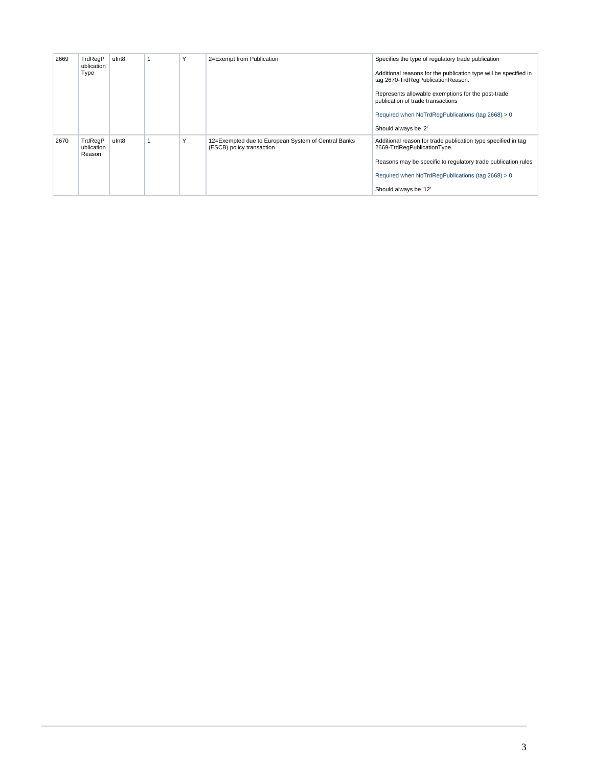| | | | | | | |
|---|---|---|---|---|---|---|
| 2669 | TrdRegPublicationType | uInt8 | 1 | Y | 2=Exempt from Publication | Specifies the type of regulatory trade publication<br><br>Additional reasons for the publication type will be specified in tag 2670-TrdRegPublicationReason.<br><br>Represents allowable exemptions for the post-trade publication of trade transactions<br><br>Required when NoTrdRegPublications (tag 2668) > 0<br><br>Should always be '2' |
| 2670 | TrdRegPublicationReason | uInt8 | 1 | Y | 12=Exempted due to European System of Central Banks (ESCB) policy transaction | Additional reason for trade publication type specified in tag 2669-TrdRegPublicationType.<br><br>Reasons may be specific to regulatory trade publication rules<br><br>Required when NoTrdRegPublications (tag 2668) > 0<br><br>Should always be '12' |